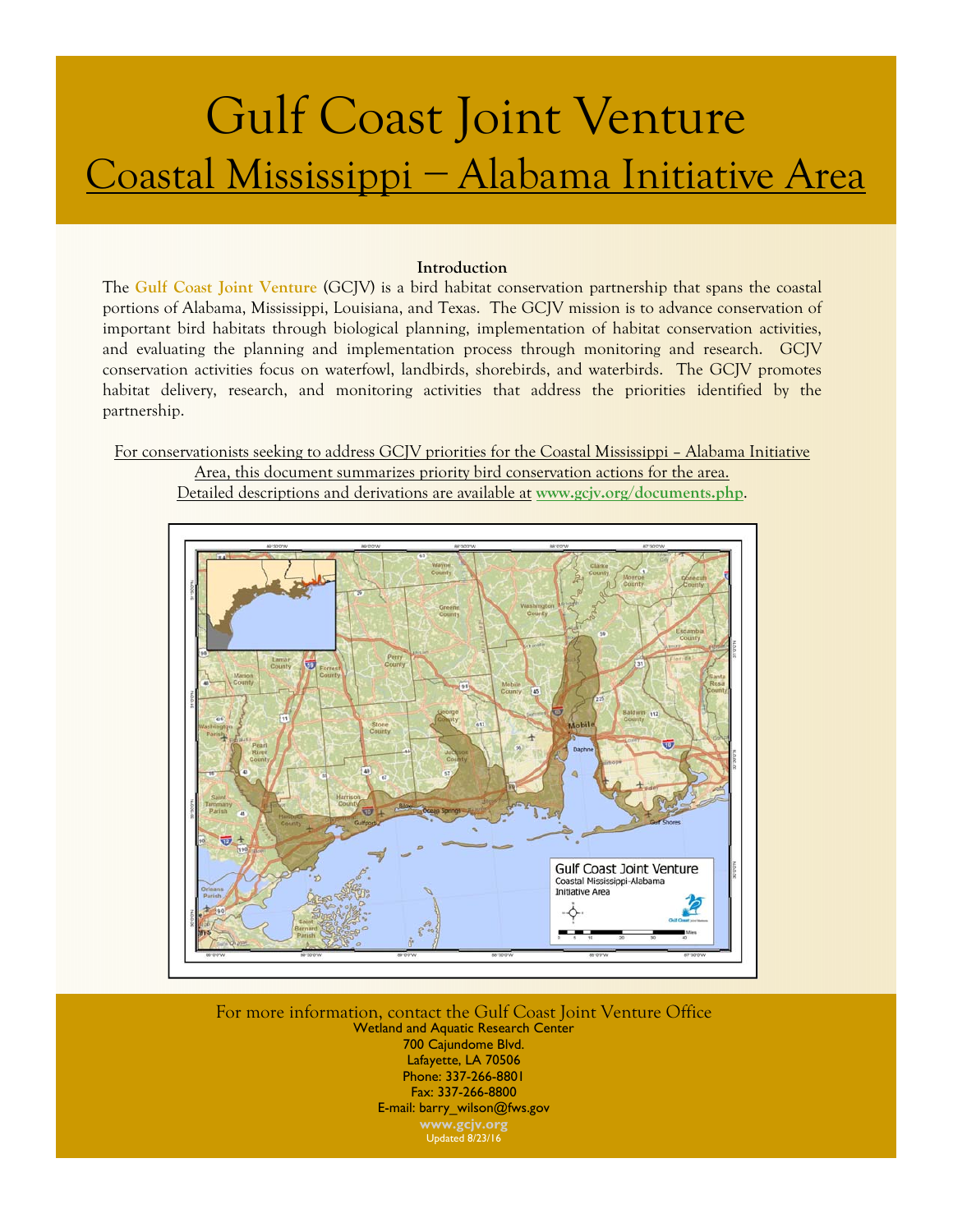# Gulf Coast Joint Venture

## Coastal Mississippi – Alabama Initiative Area

**Introduction**

The **Gulf Coast Joint Venture** (GCJV) is a bird habitat conservation partnership that spans the coastal portions of Alabama, Mississippi, Louisiana, and Texas. The GCJV mission is to advance conservation of important bird habitats through biological planning, implementation of habitat conservation activities, and evaluating the planning and implementation process through monitoring and research. GCJV conservation activities focus on waterfowl, landbirds, shorebirds, and waterbirds. The GCJV promotes habitat delivery, research, and monitoring activities that address the priorities identified by the partnership.

For conservationists seeking to address GCJV priorities for the Coastal Mississippi – Alabama Initiative Area, this document summarizes priority bird conservation actions for the area. Detailed descriptions and derivations are available at **www.gcjv.org/documents.php**.

For more information, contact the Gulf Coast Joint Venture Office
Wetland and Aquatic Research Center
700 Cajundome Blvd.
Lafayette, LA 70506
Phone: 337-266-8801
Fax: 337-266-8800
E-mail: barry_wilson@fws.gov
**www.gcjv.org**
Updated 8/23/16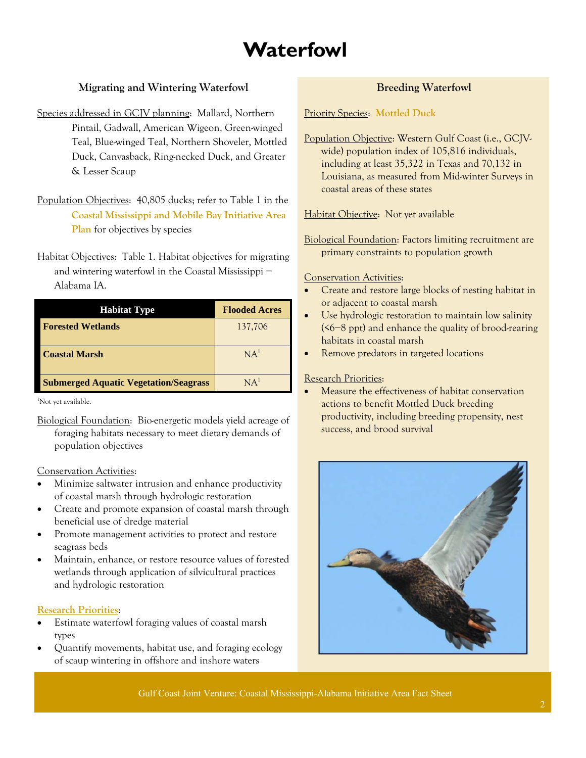# Waterfowl

## Migrating and Wintering Waterfowl

Species addressed in GCJV planning: Mallard, Northern Pintail, Gadwall, American Wigeon, Green-winged Teal, Blue-winged Teal, Northern Shoveler, Mottled Duck, Canvasback, Ring-necked Duck, and Greater & Lesser Scaup

Population Objectives: 40,805 ducks; refer to Table 1 in the **Coastal Mississippi and Mobile Bay Initiative Area Plan** for objectives by species

Habitat Objectives: Table 1. Habitat objectives for migrating and wintering waterfowl in the Coastal Mississippi – Alabama IA.

| Habitat Type | Flooded Acres |
|---|---|
| **Forested Wetlands** | 137,706 |
| **Coastal Marsh** | NA[1] |
| **Submerged Aquatic Vegetation/Seagrass** | NA[1] |

[1]Not yet available.

Biological Foundation: Bio-energetic models yield acreage of foraging habitats necessary to meet dietary demands of population objectives

Conservation Activities:

- Minimize saltwater intrusion and enhance productivity of coastal marsh through hydrologic restoration
- Create and promote expansion of coastal marsh through beneficial use of dredge material
- Promote management activities to protect and restore seagrass beds
- Maintain, enhance, or restore resource values of forested wetlands through application of silvicultural practices and hydrologic restoration

Research Priorities:

- Estimate waterfowl foraging values of coastal marsh types
- Quantify movements, habitat use, and foraging ecology of scaup wintering in offshore and inshore waters

## Breeding Waterfowl

Priority Species: **Mottled Duck**

Population Objective: Western Gulf Coast (i.e., GCJV-wide) population index of 105,816 individuals, including at least 35,322 in Texas and 70,132 in Louisiana, as measured from Mid-winter Surveys in coastal areas of these states

Habitat Objective: Not yet available

Biological Foundation: Factors limiting recruitment are primary constraints to population growth

Conservation Activities:

- Create and restore large blocks of nesting habitat in or adjacent to coastal marsh
- Use hydrologic restoration to maintain low salinity (<6–8 ppt) and enhance the quality of brood-rearing habitats in coastal marsh
- Remove predators in targeted locations

Research Priorities:

- Measure the effectiveness of habitat conservation actions to benefit Mottled Duck breeding productivity, including breeding propensity, nest success, and brood survival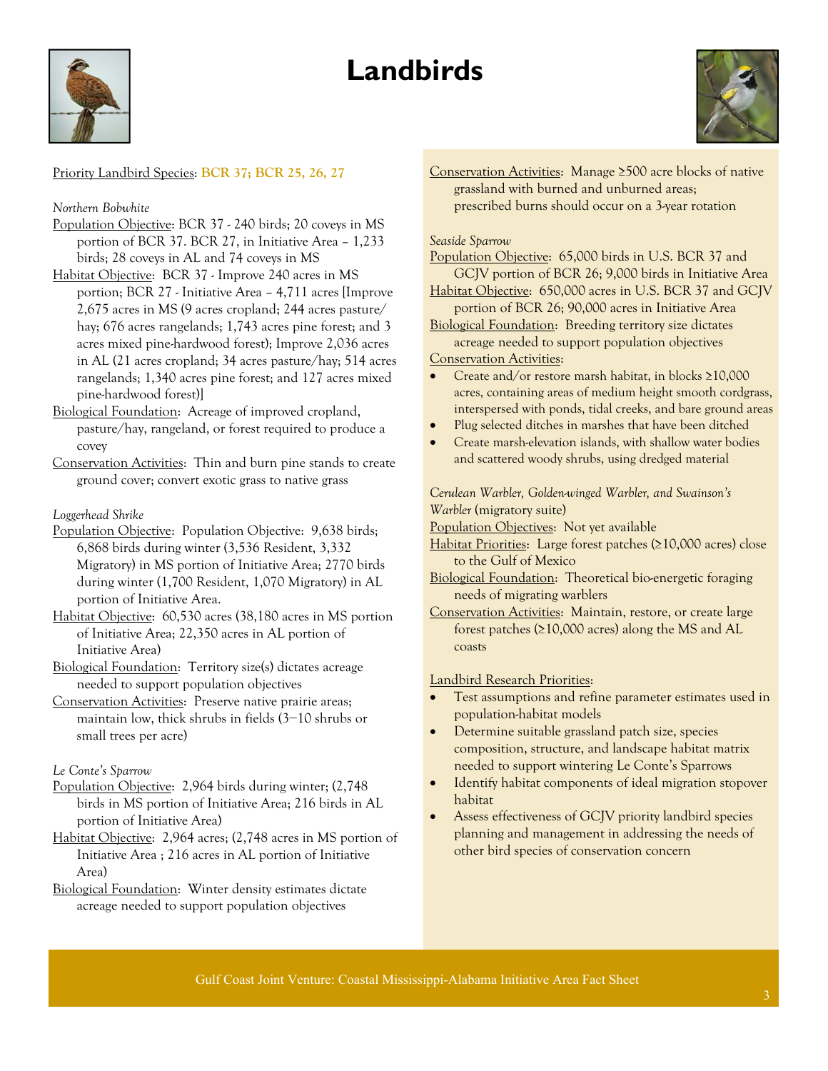# Landbirds

Priority Landbird Species: **BCR 37; BCR 25, 26, 27**

*Northern Bobwhite*

Population Objective: BCR 37 - 240 birds; 20 coveys in MS portion of BCR 37. BCR 27, in Initiative Area – 1,233 birds; 28 coveys in AL and 74 coveys in MS

Habitat Objective: BCR 37 - Improve 240 acres in MS portion; BCR 27 - Initiative Area – 4,711 acres [Improve 2,675 acres in MS (9 acres cropland; 244 acres pasture/hay; 676 acres rangelands; 1,743 acres pine forest; and 3 acres mixed pine-hardwood forest); Improve 2,036 acres in AL (21 acres cropland; 34 acres pasture/hay; 514 acres rangelands; 1,340 acres pine forest; and 127 acres mixed pine-hardwood forest)]

Biological Foundation: Acreage of improved cropland, pasture/hay, rangeland, or forest required to produce a covey

Conservation Activities: Thin and burn pine stands to create ground cover; convert exotic grass to native grass

*Loggerhead Shrike*

Population Objective: Population Objective: 9,638 birds; 6,868 birds during winter (3,536 Resident, 3,332 Migratory) in MS portion of Initiative Area; 2770 birds during winter (1,700 Resident, 1,070 Migratory) in AL portion of Initiative Area.

Habitat Objective: 60,530 acres (38,180 acres in MS portion of Initiative Area; 22,350 acres in AL portion of Initiative Area)

Biological Foundation: Territory size(s) dictates acreage needed to support population objectives

Conservation Activities: Preserve native prairie areas; maintain low, thick shrubs in fields (3—10 shrubs or small trees per acre)

*Le Conte's Sparrow*

Population Objective: 2,964 birds during winter; (2,748 birds in MS portion of Initiative Area; 216 birds in AL portion of Initiative Area)

Habitat Objective: 2,964 acres; (2,748 acres in MS portion of Initiative Area ; 216 acres in AL portion of Initiative Area)

Biological Foundation: Winter density estimates dictate acreage needed to support population objectives

Conservation Activities: Manage ≥500 acre blocks of native grassland with burned and unburned areas; prescribed burns should occur on a 3-year rotation

*Seaside Sparrow*

Population Objective: 65,000 birds in U.S. BCR 37 and GCJV portion of BCR 26; 9,000 birds in Initiative Area

Habitat Objective: 650,000 acres in U.S. BCR 37 and GCJV portion of BCR 26; 90,000 acres in Initiative Area

Biological Foundation: Breeding territory size dictates acreage needed to support population objectives

Conservation Activities:

- Create and/or restore marsh habitat, in blocks ≥10,000 acres, containing areas of medium height smooth cordgrass, interspersed with ponds, tidal creeks, and bare ground areas
- Plug selected ditches in marshes that have been ditched
- Create marsh-elevation islands, with shallow water bodies and scattered woody shrubs, using dredged material

*Cerulean Warbler, Golden-winged Warbler, and Swainson's Warbler* (migratory suite)

Population Objectives: Not yet available

Habitat Priorities: Large forest patches (≥10,000 acres) close to the Gulf of Mexico

Biological Foundation: Theoretical bio-energetic foraging needs of migrating warblers

Conservation Activities: Maintain, restore, or create large forest patches (≥10,000 acres) along the MS and AL coasts

Landbird Research Priorities:

- Test assumptions and refine parameter estimates used in population-habitat models
- Determine suitable grassland patch size, species composition, structure, and landscape habitat matrix needed to support wintering Le Conte's Sparrows
- Identify habitat components of ideal migration stopover habitat
- Assess effectiveness of GCJV priority landbird species planning and management in addressing the needs of other bird species of conservation concern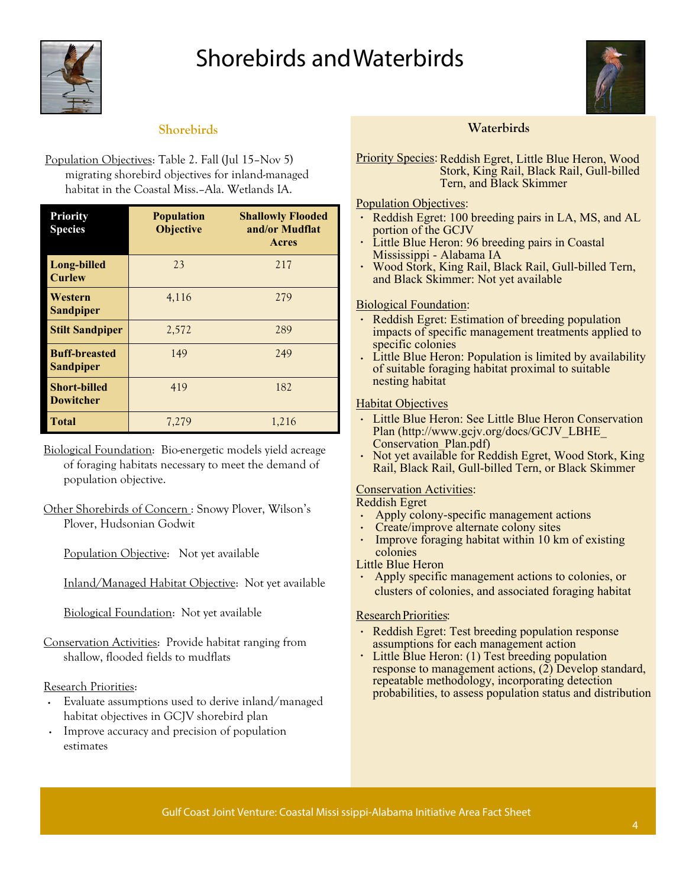# Shorebirds and Waterbirds

## Shorebirds

Population Objectives: Table 2. Fall (Jul 15–Nov 5) migrating shorebird objectives for inland-managed habitat in the Coastal Miss.–Ala. Wetlands IA.

| Priority Species | Population Objective | Shallowly Flooded and/or Mudflat Acres |
|---|---|---|
| **Long-billed Curlew** | 23 | 217 |
| **Western Sandpiper** | 4,116 | 279 |
| **Stilt Sandpiper** | 2,572 | 289 |
| **Buff-breasted Sandpiper** | 149 | 249 |
| **Short-billed Dowitcher** | 419 | 182 |
| **Total** | 7,279 | 1,216 |

Biological Foundation: Bio-energetic models yield acreage of foraging habitats necessary to meet the demand of population objective.

Other Shorebirds of Concern : Snowy Plover, Wilson's Plover, Hudsonian Godwit

Population Objective: Not yet available

Inland/Managed Habitat Objective: Not yet available

Biological Foundation: Not yet available

Conservation Activities: Provide habitat ranging from shallow, flooded fields to mudflats

Research Priorities:

- Evaluate assumptions used to derive inland/managed habitat objectives in GCJV shorebird plan
- Improve accuracy and precision of population estimates

## Waterbirds

Priority Species: Reddish Egret, Little Blue Heron, Wood Stork, King Rail, Black Rail, Gull-billed Tern, and Black Skimmer

Population Objectives:

- Reddish Egret: 100 breeding pairs in LA, MS, and AL portion of the GCJV
- Little Blue Heron: 96 breeding pairs in Coastal Mississippi - Alabama IA
- Wood Stork, King Rail, Black Rail, Gull-billed Tern, and Black Skimmer: Not yet available

Biological Foundation:

- Reddish Egret: Estimation of breeding population impacts of specific management treatments applied to specific colonies
- Little Blue Heron: Population is limited by availability of suitable foraging habitat proximal to suitable nesting habitat

Habitat Objectives

- Little Blue Heron: See Little Blue Heron Conservation Plan (http://www.gcjv.org/docs/GCJV_LBHE_Conservation_Plan.pdf)
- Not yet available for Reddish Egret, Wood Stork, King Rail, Black Rail, Gull-billed Tern, or Black Skimmer

Conservation Activities:

Reddish Egret

- Apply colony-specific management actions
- Create/improve alternate colony sites
- Improve foraging habitat within 10 km of existing colonies

Little Blue Heron

- Apply specific management actions to colonies, or clusters of colonies, and associated foraging habitat

Research Priorities:

- Reddish Egret: Test breeding population response assumptions for each management action
- Little Blue Heron: (1) Test breeding population response to management actions, (2) Develop standard, repeatable methodology, incorporating detection probabilities, to assess population status and distribution

Gulf Coast Joint Venture: Coastal Mississippi-Alabama Initiative Area Fact Sheet